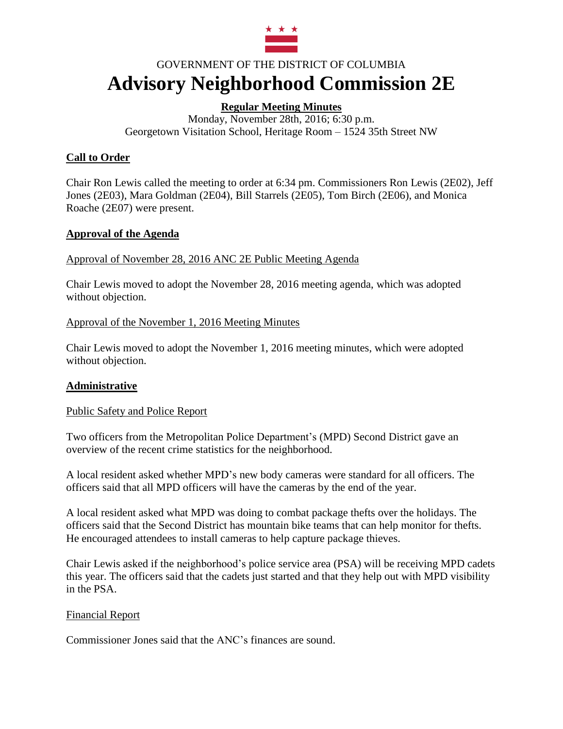GOVERNMENT OF THE DISTRICT OF COLUMBIA

# Advisory Neighborhood Commission 2E

**Regular Meeting Minutes**

Monday, November 28th, 2016; 6:30 p.m.
Georgetown Visitation School, Heritage Room – 1524 35th Street NW

## Call to Order

Chair Ron Lewis called the meeting to order at 6:34 pm. Commissioners Ron Lewis (2E02), Jeff Jones (2E03), Mara Goldman (2E04), Bill Starrels (2E05), Tom Birch (2E06), and Monica Roache (2E07) were present.

## Approval of the Agenda

### Approval of November 28, 2016 ANC 2E Public Meeting Agenda

Chair Lewis moved to adopt the November 28, 2016 meeting agenda, which was adopted without objection.

### Approval of the November 1, 2016 Meeting Minutes

Chair Lewis moved to adopt the November 1, 2016 meeting minutes, which were adopted without objection.

## Administrative

### Public Safety and Police Report

Two officers from the Metropolitan Police Department's (MPD) Second District gave an overview of the recent crime statistics for the neighborhood.

A local resident asked whether MPD's new body cameras were standard for all officers. The officers said that all MPD officers will have the cameras by the end of the year.

A local resident asked what MPD was doing to combat package thefts over the holidays. The officers said that the Second District has mountain bike teams that can help monitor for thefts. He encouraged attendees to install cameras to help capture package thieves.

Chair Lewis asked if the neighborhood's police service area (PSA) will be receiving MPD cadets this year. The officers said that the cadets just started and that they help out with MPD visibility in the PSA.

### Financial Report

Commissioner Jones said that the ANC's finances are sound.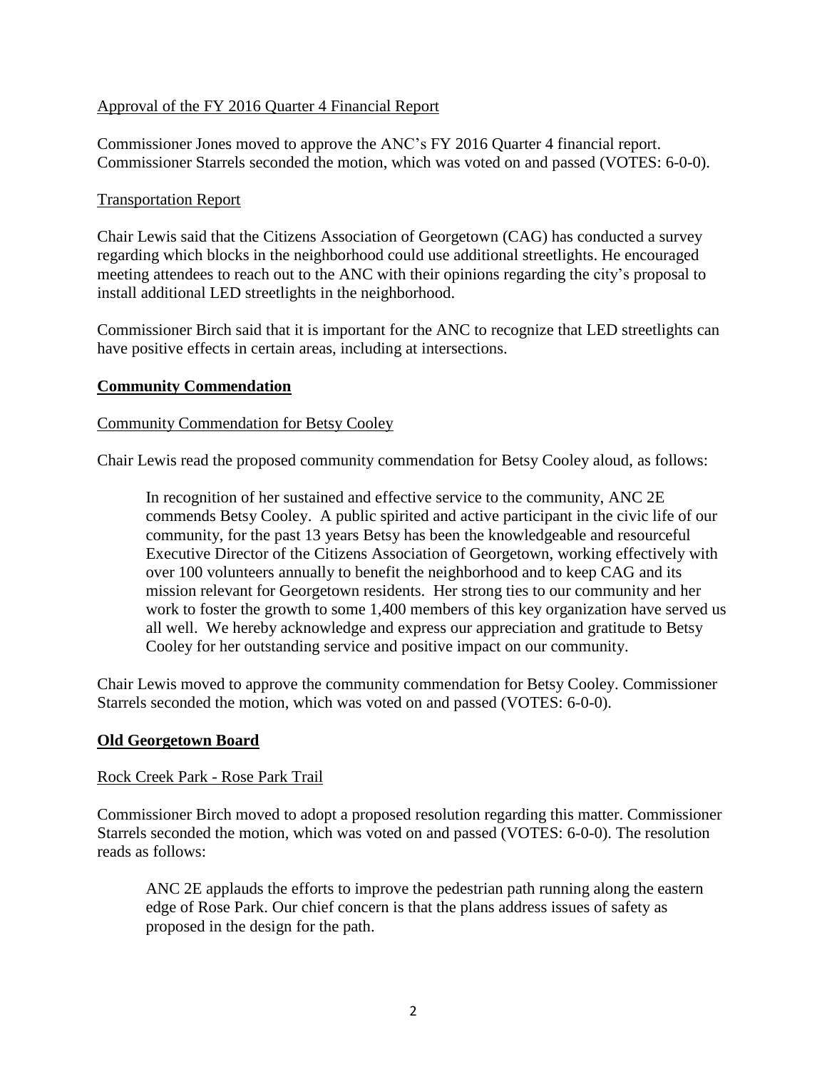Approval of the FY 2016 Quarter 4 Financial Report

Commissioner Jones moved to approve the ANC's FY 2016 Quarter 4 financial report. Commissioner Starrels seconded the motion, which was voted on and passed (VOTES: 6-0-0).

Transportation Report

Chair Lewis said that the Citizens Association of Georgetown (CAG) has conducted a survey regarding which blocks in the neighborhood could use additional streetlights. He encouraged meeting attendees to reach out to the ANC with their opinions regarding the city's proposal to install additional LED streetlights in the neighborhood.

Commissioner Birch said that it is important for the ANC to recognize that LED streetlights can have positive effects in certain areas, including at intersections.

## Community Commendation

Community Commendation for Betsy Cooley

Chair Lewis read the proposed community commendation for Betsy Cooley aloud, as follows:

> In recognition of her sustained and effective service to the community, ANC 2E commends Betsy Cooley. A public spirited and active participant in the civic life of our community, for the past 13 years Betsy has been the knowledgeable and resourceful Executive Director of the Citizens Association of Georgetown, working effectively with over 100 volunteers annually to benefit the neighborhood and to keep CAG and its mission relevant for Georgetown residents. Her strong ties to our community and her work to foster the growth to some 1,400 members of this key organization have served us all well. We hereby acknowledge and express our appreciation and gratitude to Betsy Cooley for her outstanding service and positive impact on our community.

Chair Lewis moved to approve the community commendation for Betsy Cooley. Commissioner Starrels seconded the motion, which was voted on and passed (VOTES: 6-0-0).

## Old Georgetown Board

Rock Creek Park - Rose Park Trail

Commissioner Birch moved to adopt a proposed resolution regarding this matter. Commissioner Starrels seconded the motion, which was voted on and passed (VOTES: 6-0-0). The resolution reads as follows:

> ANC 2E applauds the efforts to improve the pedestrian path running along the eastern edge of Rose Park. Our chief concern is that the plans address issues of safety as proposed in the design for the path.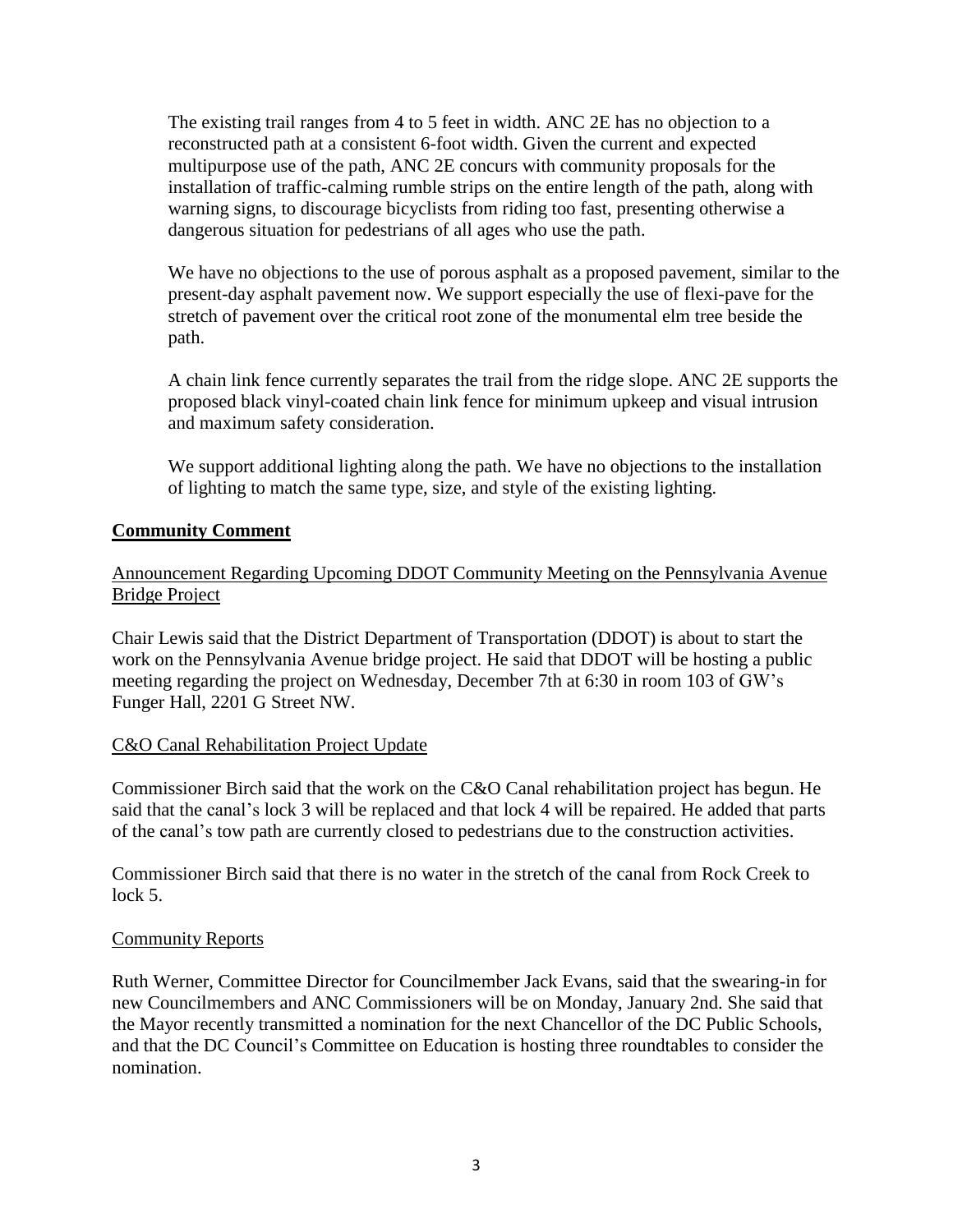The existing trail ranges from 4 to 5 feet in width. ANC 2E has no objection to a reconstructed path at a consistent 6-foot width. Given the current and expected multipurpose use of the path, ANC 2E concurs with community proposals for the installation of traffic-calming rumble strips on the entire length of the path, along with warning signs, to discourage bicyclists from riding too fast, presenting otherwise a dangerous situation for pedestrians of all ages who use the path.

We have no objections to the use of porous asphalt as a proposed pavement, similar to the present-day asphalt pavement now. We support especially the use of flexi-pave for the stretch of pavement over the critical root zone of the monumental elm tree beside the path.

A chain link fence currently separates the trail from the ridge slope. ANC 2E supports the proposed black vinyl-coated chain link fence for minimum upkeep and visual intrusion and maximum safety consideration.

We support additional lighting along the path. We have no objections to the installation of lighting to match the same type, size, and style of the existing lighting.

## Community Comment

### Announcement Regarding Upcoming DDOT Community Meeting on the Pennsylvania Avenue Bridge Project

Chair Lewis said that the District Department of Transportation (DDOT) is about to start the work on the Pennsylvania Avenue bridge project. He said that DDOT will be hosting a public meeting regarding the project on Wednesday, December 7th at 6:30 in room 103 of GW's Funger Hall, 2201 G Street NW.

### C&O Canal Rehabilitation Project Update

Commissioner Birch said that the work on the C&O Canal rehabilitation project has begun. He said that the canal's lock 3 will be replaced and that lock 4 will be repaired. He added that parts of the canal's tow path are currently closed to pedestrians due to the construction activities.

Commissioner Birch said that there is no water in the stretch of the canal from Rock Creek to lock 5.

### Community Reports

Ruth Werner, Committee Director for Councilmember Jack Evans, said that the swearing-in for new Councilmembers and ANC Commissioners will be on Monday, January 2nd. She said that the Mayor recently transmitted a nomination for the next Chancellor of the DC Public Schools, and that the DC Council's Committee on Education is hosting three roundtables to consider the nomination.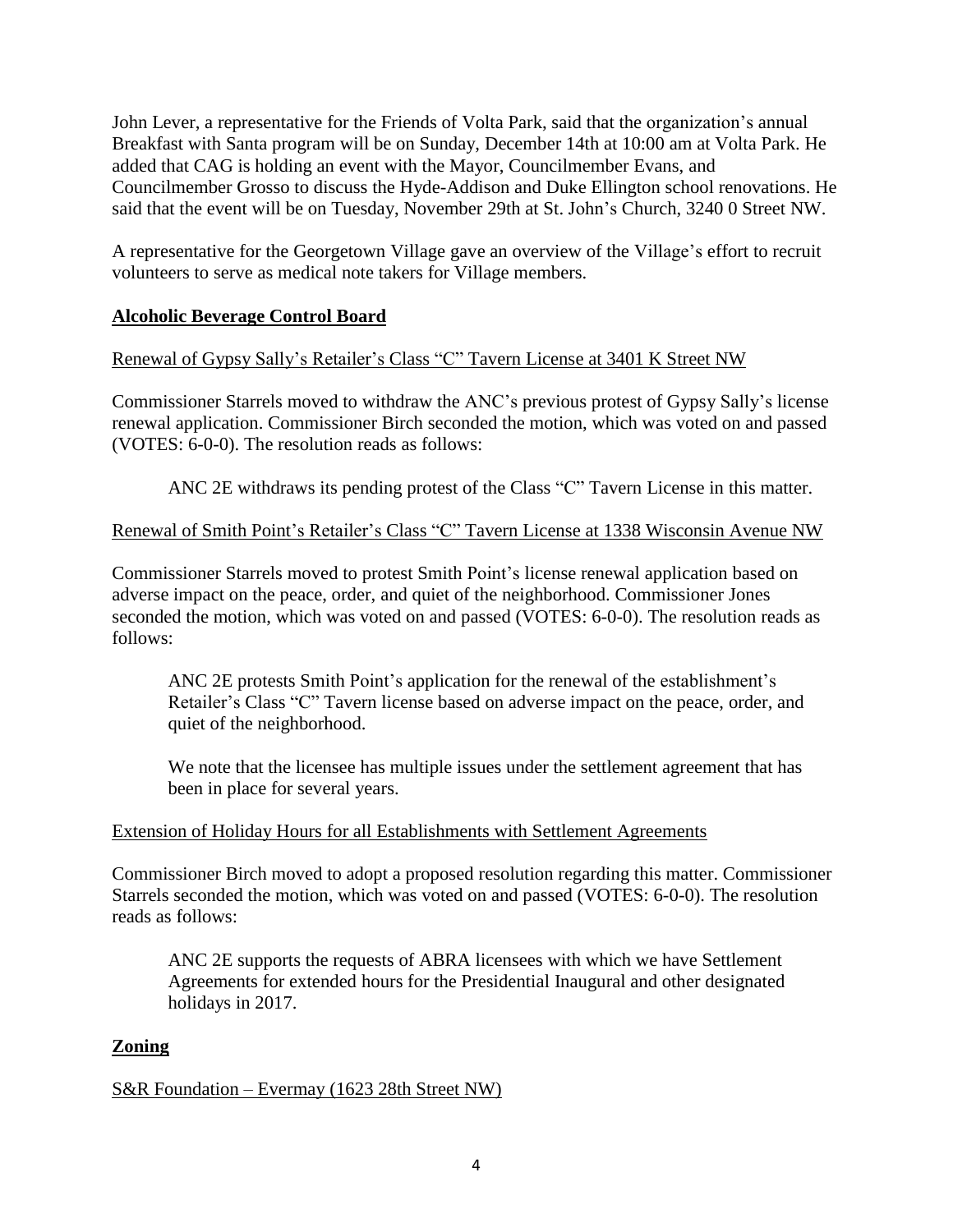John Lever, a representative for the Friends of Volta Park, said that the organization's annual Breakfast with Santa program will be on Sunday, December 14th at 10:00 am at Volta Park. He added that CAG is holding an event with the Mayor, Councilmember Evans, and Councilmember Grosso to discuss the Hyde-Addison and Duke Ellington school renovations. He said that the event will be on Tuesday, November 29th at St. John's Church, 3240 0 Street NW.

A representative for the Georgetown Village gave an overview of the Village's effort to recruit volunteers to serve as medical note takers for Village members.

## Alcoholic Beverage Control Board

Renewal of Gypsy Sally's Retailer's Class "C" Tavern License at 3401 K Street NW

Commissioner Starrels moved to withdraw the ANC's previous protest of Gypsy Sally's license renewal application. Commissioner Birch seconded the motion, which was voted on and passed (VOTES: 6-0-0). The resolution reads as follows:

> ANC 2E withdraws its pending protest of the Class "C" Tavern License in this matter.

Renewal of Smith Point's Retailer's Class "C" Tavern License at 1338 Wisconsin Avenue NW

Commissioner Starrels moved to protest Smith Point's license renewal application based on adverse impact on the peace, order, and quiet of the neighborhood. Commissioner Jones seconded the motion, which was voted on and passed (VOTES: 6-0-0). The resolution reads as follows:

> ANC 2E protests Smith Point's application for the renewal of the establishment's Retailer's Class "C" Tavern license based on adverse impact on the peace, order, and quiet of the neighborhood.
>
> We note that the licensee has multiple issues under the settlement agreement that has been in place for several years.

Extension of Holiday Hours for all Establishments with Settlement Agreements

Commissioner Birch moved to adopt a proposed resolution regarding this matter. Commissioner Starrels seconded the motion, which was voted on and passed (VOTES: 6-0-0). The resolution reads as follows:

> ANC 2E supports the requests of ABRA licensees with which we have Settlement Agreements for extended hours for the Presidential Inaugural and other designated holidays in 2017.

## Zoning

S&R Foundation – Evermay (1623 28th Street NW)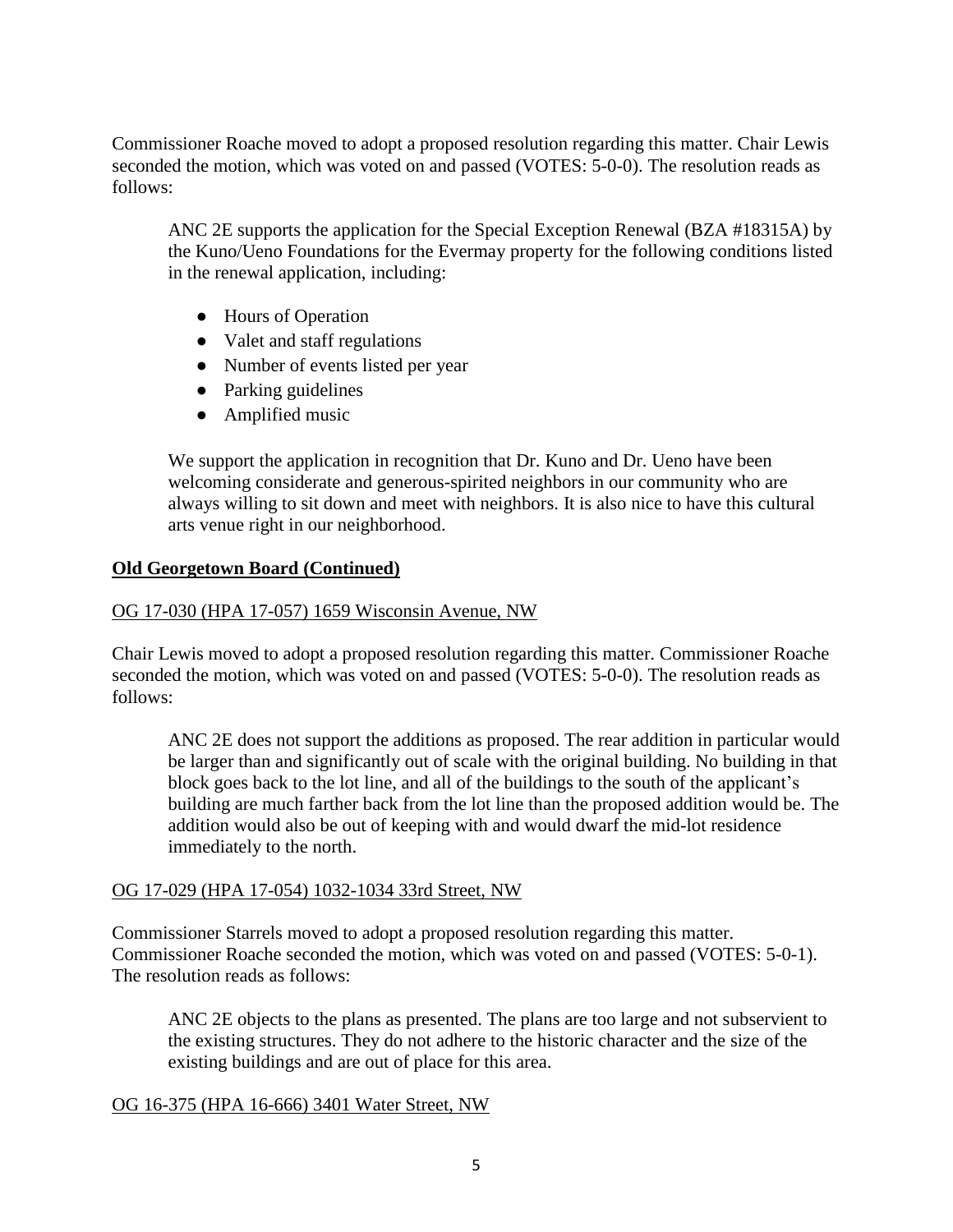Commissioner Roache moved to adopt a proposed resolution regarding this matter. Chair Lewis seconded the motion, which was voted on and passed (VOTES: 5-0-0). The resolution reads as follows:

> ANC 2E supports the application for the Special Exception Renewal (BZA #18315A) by the Kuno/Ueno Foundations for the Evermay property for the following conditions listed in the renewal application, including:
>
> - Hours of Operation
> - Valet and staff regulations
> - Number of events listed per year
> - Parking guidelines
> - Amplified music
>
> We support the application in recognition that Dr. Kuno and Dr. Ueno have been welcoming considerate and generous-spirited neighbors in our community who are always willing to sit down and meet with neighbors. It is also nice to have this cultural arts venue right in our neighborhood.

**<u>Old Georgetown Board (Continued)</u>**

<u>OG 17-030 (HPA 17-057) 1659 Wisconsin Avenue, NW</u>

Chair Lewis moved to adopt a proposed resolution regarding this matter. Commissioner Roache seconded the motion, which was voted on and passed (VOTES: 5-0-0). The resolution reads as follows:

> ANC 2E does not support the additions as proposed. The rear addition in particular would be larger than and significantly out of scale with the original building. No building in that block goes back to the lot line, and all of the buildings to the south of the applicant's building are much farther back from the lot line than the proposed addition would be. The addition would also be out of keeping with and would dwarf the mid-lot residence immediately to the north.

<u>OG 17-029 (HPA 17-054) 1032-1034 33rd Street, NW</u>

Commissioner Starrels moved to adopt a proposed resolution regarding this matter. Commissioner Roache seconded the motion, which was voted on and passed (VOTES: 5-0-1). The resolution reads as follows:

> ANC 2E objects to the plans as presented. The plans are too large and not subservient to the existing structures. They do not adhere to the historic character and the size of the existing buildings and are out of place for this area.

<u>OG 16-375 (HPA 16-666) 3401 Water Street, NW</u>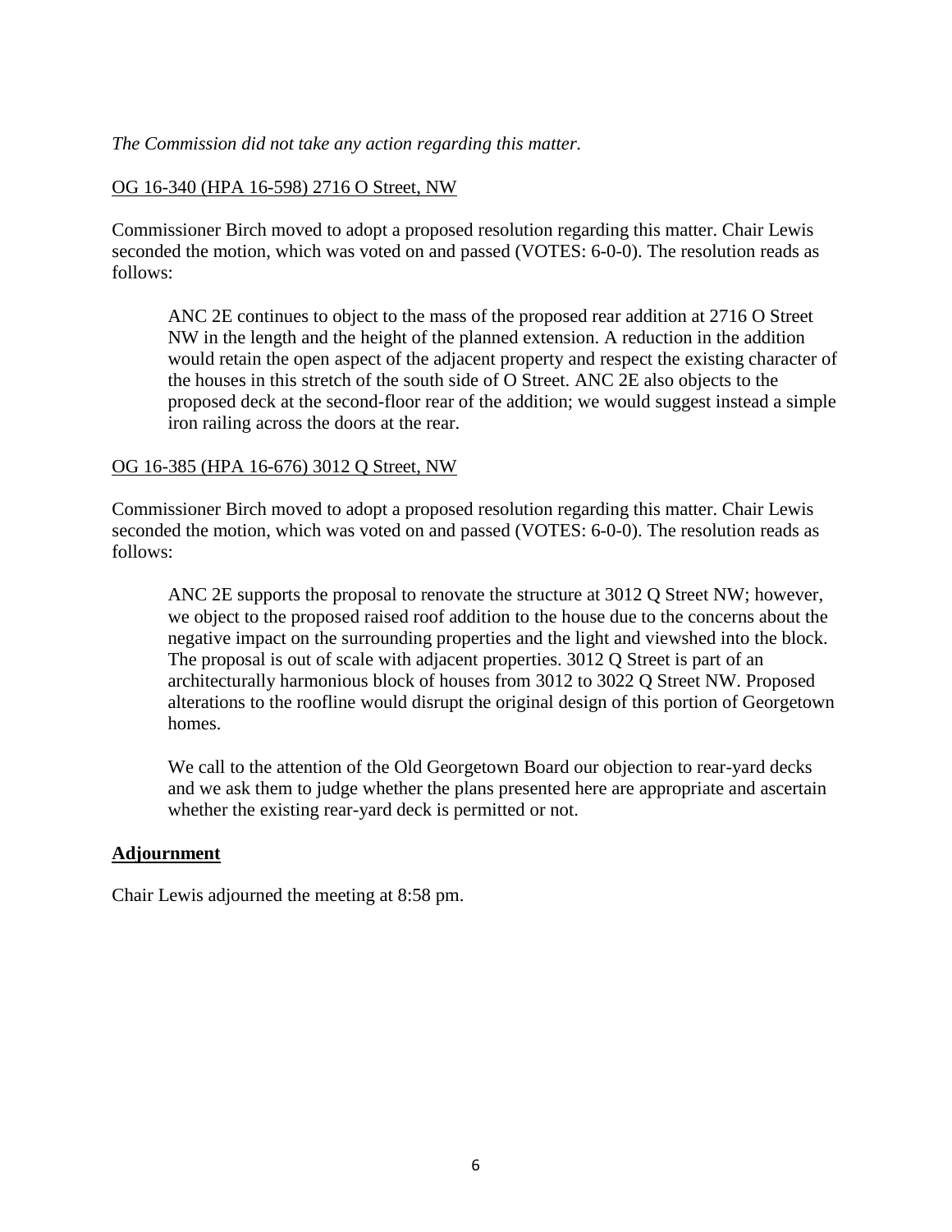*The Commission did not take any action regarding this matter.*

<u>OG 16-340 (HPA 16-598) 2716 O Street, NW</u>

Commissioner Birch moved to adopt a proposed resolution regarding this matter. Chair Lewis seconded the motion, which was voted on and passed (VOTES: 6-0-0). The resolution reads as follows:

> ANC 2E continues to object to the mass of the proposed rear addition at 2716 O Street NW in the length and the height of the planned extension. A reduction in the addition would retain the open aspect of the adjacent property and respect the existing character of the houses in this stretch of the south side of O Street. ANC 2E also objects to the proposed deck at the second-floor rear of the addition; we would suggest instead a simple iron railing across the doors at the rear.

<u>OG 16-385 (HPA 16-676) 3012 Q Street, NW</u>

Commissioner Birch moved to adopt a proposed resolution regarding this matter. Chair Lewis seconded the motion, which was voted on and passed (VOTES: 6-0-0). The resolution reads as follows:

> ANC 2E supports the proposal to renovate the structure at 3012 Q Street NW; however, we object to the proposed raised roof addition to the house due to the concerns about the negative impact on the surrounding properties and the light and viewshed into the block. The proposal is out of scale with adjacent properties. 3012 Q Street is part of an architecturally harmonious block of houses from 3012 to 3022 Q Street NW. Proposed alterations to the roofline would disrupt the original design of this portion of Georgetown homes.
>
> We call to the attention of the Old Georgetown Board our objection to rear-yard decks and we ask them to judge whether the plans presented here are appropriate and ascertain whether the existing rear-yard deck is permitted or not.

## Adjournment

Chair Lewis adjourned the meeting at 8:58 pm.